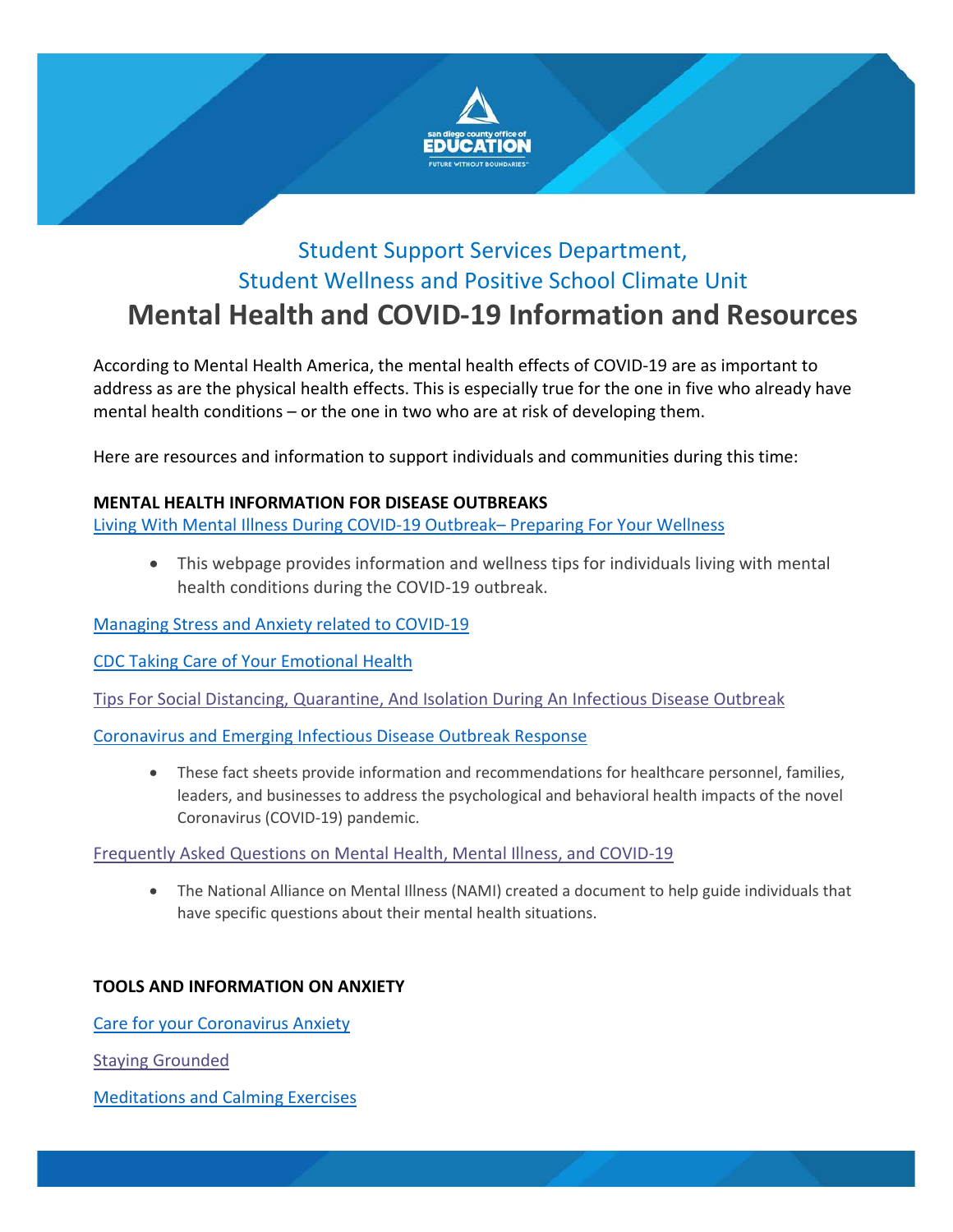Student Support Services Department,
Student Wellness and Positive School Climate Unit

# Mental Health and COVID-19 Information and Resources

According to Mental Health America, the mental health effects of COVID-19 are as important to address as are the physical health effects. This is especially true for the one in five who already have mental health conditions – or the one in two who are at risk of developing them.

Here are resources and information to support individuals and communities during this time:

**MENTAL HEALTH INFORMATION FOR DISEASE OUTBREAKS**

Living With Mental Illness During COVID-19 Outbreak– Preparing For Your Wellness

- This webpage provides information and wellness tips for individuals living with mental health conditions during the COVID-19 outbreak.

Managing Stress and Anxiety related to COVID-19

CDC Taking Care of Your Emotional Health

Tips For Social Distancing, Quarantine, And Isolation During An Infectious Disease Outbreak

Coronavirus and Emerging Infectious Disease Outbreak Response

- These fact sheets provide information and recommendations for healthcare personnel, families, leaders, and businesses to address the psychological and behavioral health impacts of the novel Coronavirus (COVID-19) pandemic.

Frequently Asked Questions on Mental Health, Mental Illness, and COVID-19

- The National Alliance on Mental Illness (NAMI) created a document to help guide individuals that have specific questions about their mental health situations.

**TOOLS AND INFORMATION ON ANXIETY**

Care for your Coronavirus Anxiety

Staying Grounded

Meditations and Calming Exercises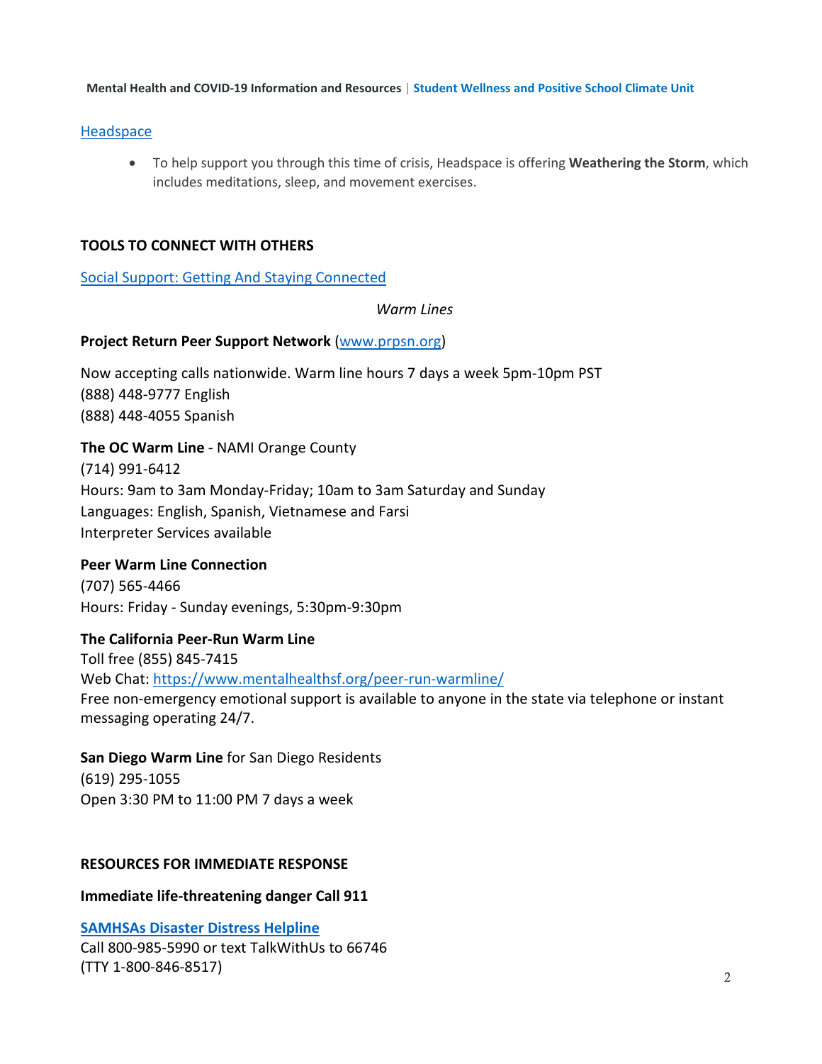[Headspace]

- To help support you through this time of crisis, Headspace is offering **Weathering the Storm**, which includes meditations, sleep, and movement exercises.

## TOOLS TO CONNECT WITH OTHERS

[Social Support: Getting And Staying Connected]

*Warm Lines*

**Project Return Peer Support Network** (www.prpsn.org)

Now accepting calls nationwide. Warm line hours 7 days a week 5pm-10pm PST
(888) 448-9777 English
(888) 448-4055 Spanish

**The OC Warm Line** - NAMI Orange County
(714) 991-6412
Hours: 9am to 3am Monday-Friday; 10am to 3am Saturday and Sunday
Languages: English, Spanish, Vietnamese and Farsi
Interpreter Services available

**Peer Warm Line Connection**
(707) 565-4466
Hours: Friday - Sunday evenings, 5:30pm-9:30pm

**The California Peer-Run Warm Line**
Toll free (855) 845-7415
Web Chat: https://www.mentalhealthsf.org/peer-run-warmline/
Free non-emergency emotional support is available to anyone in the state via telephone or instant messaging operating 24/7.

**San Diego Warm Line** for San Diego Residents
(619) 295-1055
Open 3:30 PM to 11:00 PM 7 days a week

## RESOURCES FOR IMMEDIATE RESPONSE

**Immediate life-threatening danger Call 911**

**SAMHSAs Disaster Distress Helpline**
Call 800-985-5990 or text TalkWithUs to 66746
(TTY 1-800-846-8517)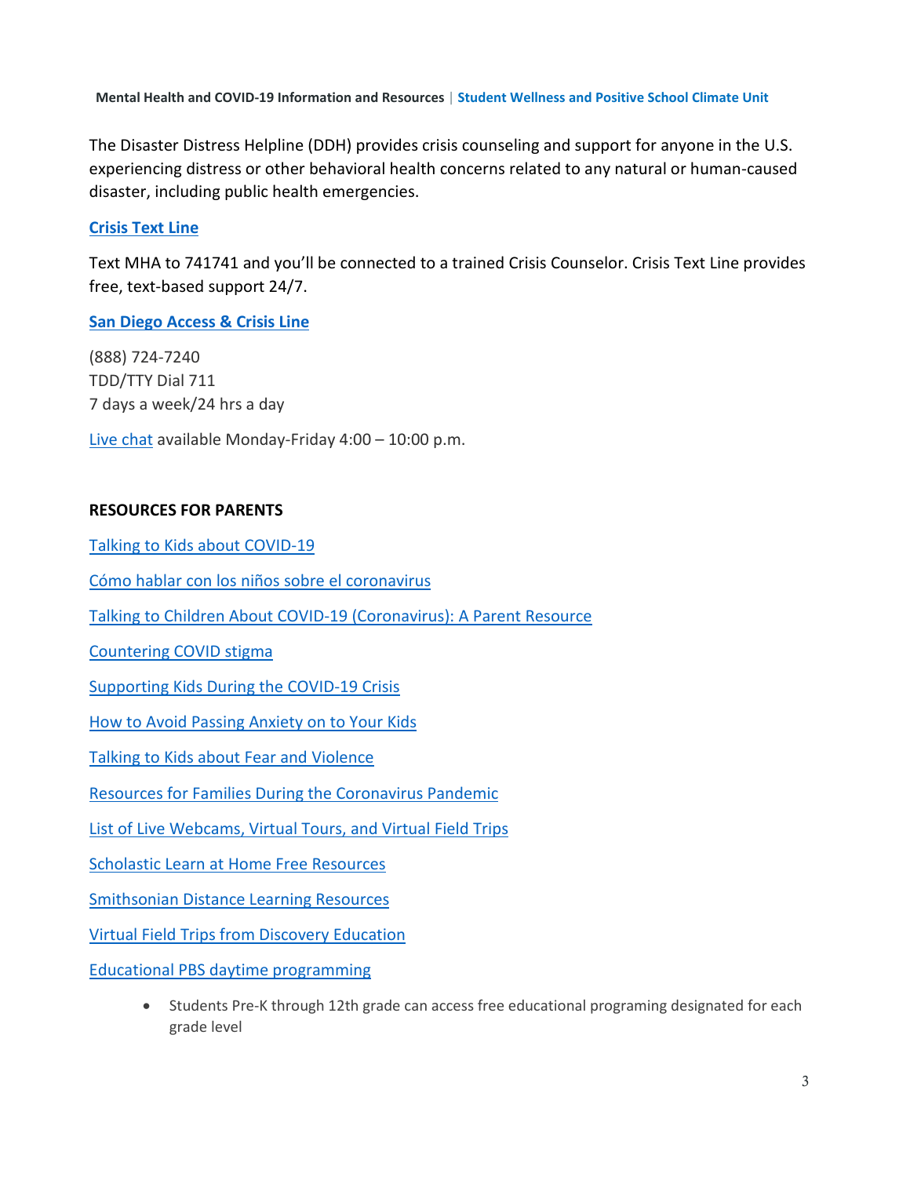The Disaster Distress Helpline (DDH) provides crisis counseling and support for anyone in the U.S. experiencing distress or other behavioral health concerns related to any natural or human-caused disaster, including public health emergencies.

**Crisis Text Line**

Text MHA to 741741 and you'll be connected to a trained Crisis Counselor. Crisis Text Line provides free, text-based support 24/7.

**San Diego Access & Crisis Line**

(888) 724-7240
TDD/TTY Dial 711
7 days a week/24 hrs a day

Live chat available Monday-Friday 4:00 – 10:00 p.m.

**RESOURCES FOR PARENTS**

Talking to Kids about COVID-19

Cómo hablar con los niños sobre el coronavirus

Talking to Children About COVID-19 (Coronavirus): A Parent Resource

Countering COVID stigma

Supporting Kids During the COVID-19 Crisis

How to Avoid Passing Anxiety on to Your Kids

Talking to Kids about Fear and Violence

Resources for Families During the Coronavirus Pandemic

List of Live Webcams, Virtual Tours, and Virtual Field Trips

Scholastic Learn at Home Free Resources

Smithsonian Distance Learning Resources

Virtual Field Trips from Discovery Education

Educational PBS daytime programming

- Students Pre-K through 12th grade can access free educational programing designated for each grade level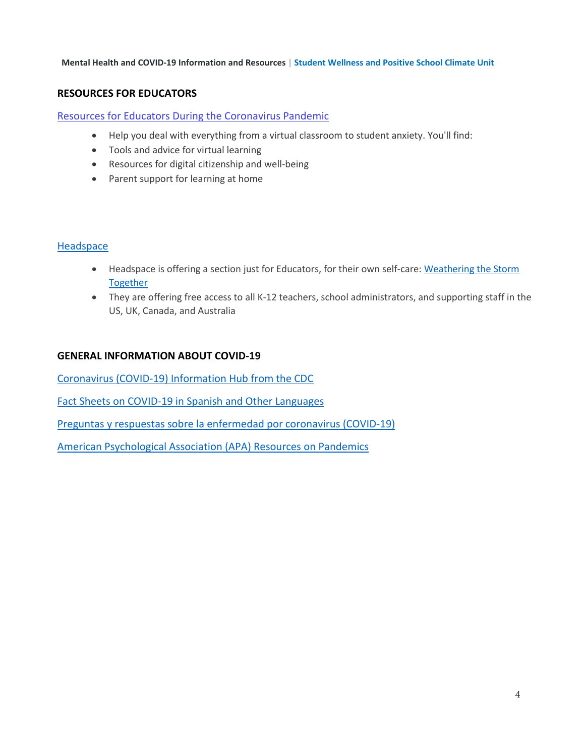## RESOURCES FOR EDUCATORS

Resources for Educators During the Coronavirus Pandemic

- Help you deal with everything from a virtual classroom to student anxiety. You'll find:
- Tools and advice for virtual learning
- Resources for digital citizenship and well-being
- Parent support for learning at home

Headspace

- Headspace is offering a section just for Educators, for their own self-care: Weathering the Storm Together
- They are offering free access to all K-12 teachers, school administrators, and supporting staff in the US, UK, Canada, and Australia

## GENERAL INFORMATION ABOUT COVID-19

Coronavirus (COVID-19) Information Hub from the CDC

Fact Sheets on COVID-19 in Spanish and Other Languages

Preguntas y respuestas sobre la enfermedad por coronavirus (COVID-19)

American Psychological Association (APA) Resources on Pandemics